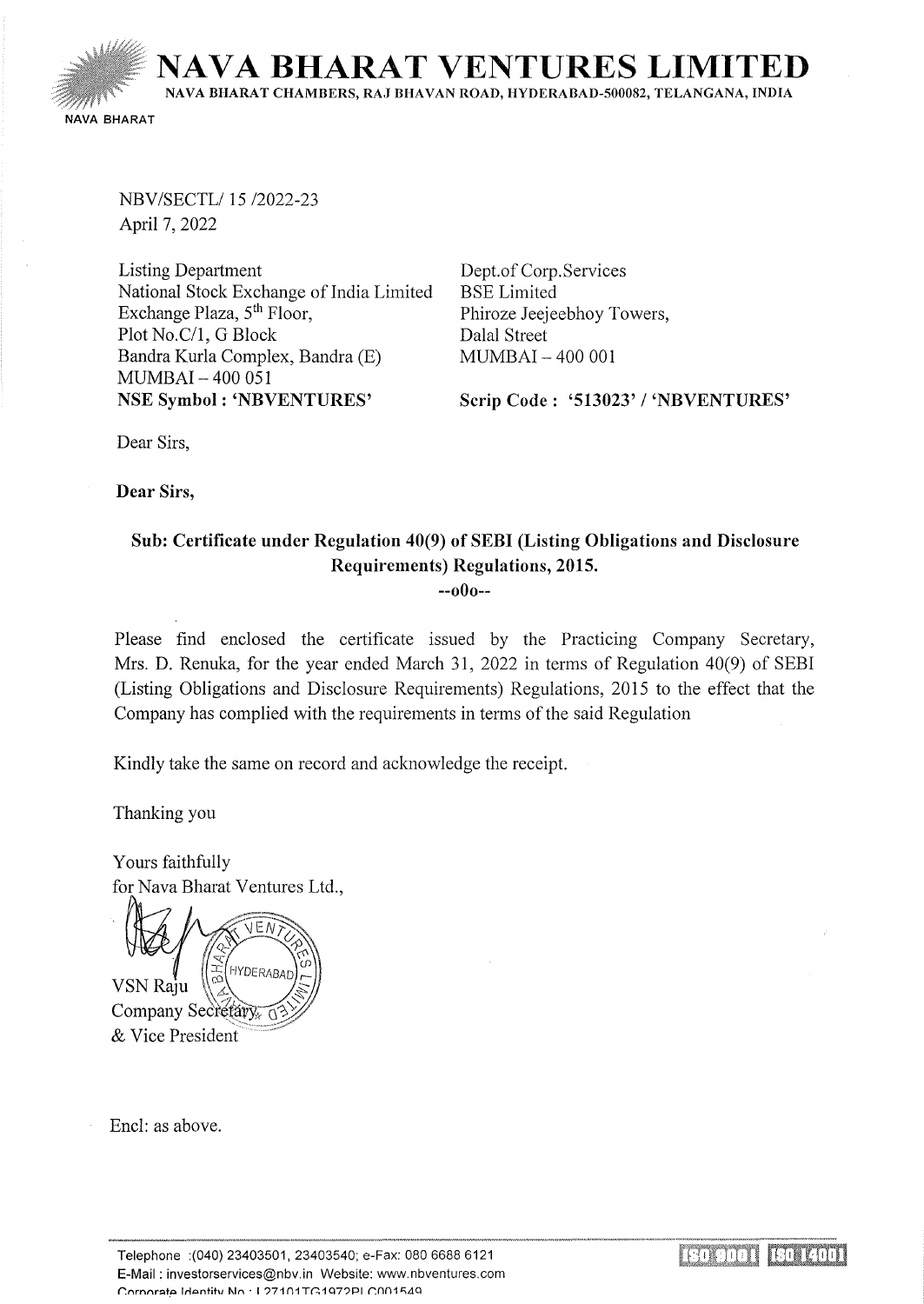# NAVA BHARAT VENTURES LIMITED

NAVA BHARAT CHAMBERS, RAJ BHAVAN ROAD, HYDERABAD-500082, TELANGANA, INDIA

NBV/SECTL/ 15 /2022-23
April 7, 2022

Listing Department
National Stock Exchange of India Limited
Exchange Plaza, 5th Floor,
Plot No.C/1, G Block
Bandra Kurla Complex, Bandra (E)
MUMBAI – 400 051
**NSE Symbol : 'NBVENTURES'**

Dept.of Corp.Services
BSE Limited
Phiroze Jeejeebhoy Towers,
Dalal Street
MUMBAI – 400 001
**Scrip Code : '513023' / 'NBVENTURES'**

Dear Sirs,

**Dear Sirs,**

**Sub: Certificate under Regulation 40(9) of SEBI (Listing Obligations and Disclosure Requirements) Regulations, 2015.**

--o0o--

Please find enclosed the certificate issued by the Practicing Company Secretary, Mrs. D. Renuka, for the year ended March 31, 2022 in terms of Regulation 40(9) of SEBI (Listing Obligations and Disclosure Requirements) Regulations, 2015 to the effect that the Company has complied with the requirements in terms of the said Regulation

Kindly take the same on record and acknowledge the receipt.

Thanking you

Yours faithfully
for Nava Bharat Ventures Ltd.,

VSN Raju
Company Secretary
& Vice President

Encl: as above.

Telephone :(040) 23403501, 23403540; e-Fax: 080 6688 6121
E-Mail : investorservices@nbv.in Website: www.nbventures.com
Corporate Identity No.: L27101TG1972PLC001549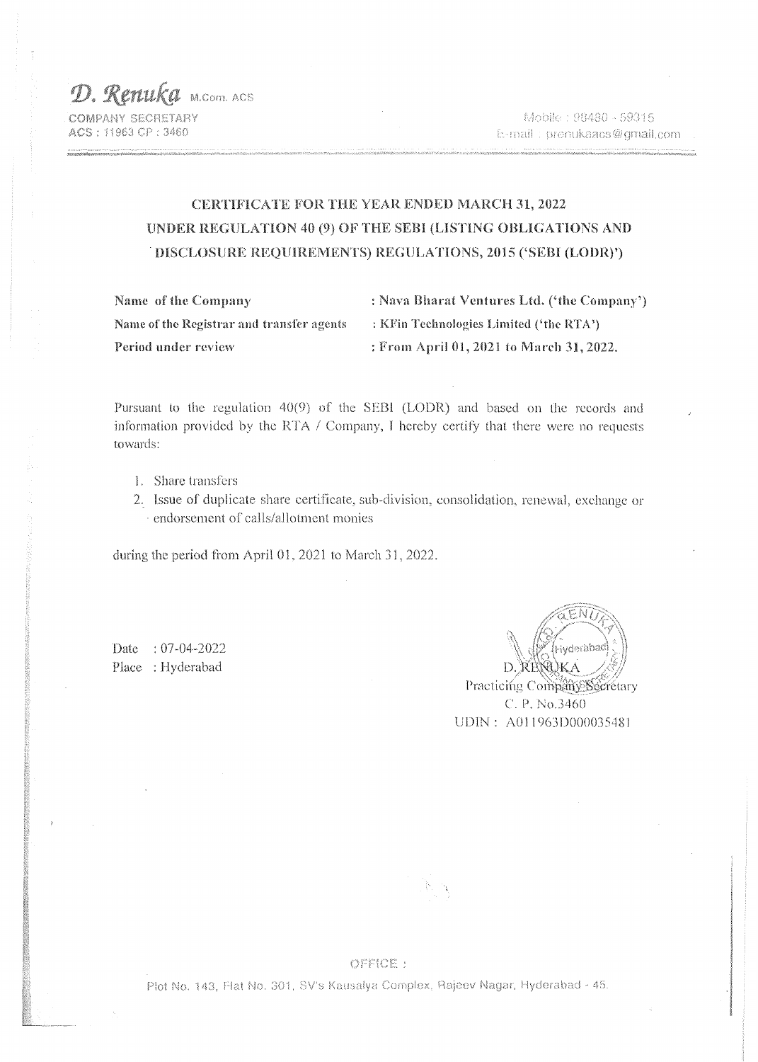D. Renuka M.Com. ACS

COMPANY SECRETARY
ACS : 11963 CP : 3460

Mobile : 98480 - 59315
E-mail : prenukaacs@gmail.com

## CERTIFICATE FOR THE YEAR ENDED MARCH 31, 2022 UNDER REGULATION 40 (9) OF THE SEBI (LISTING OBLIGATIONS AND DISCLOSURE REQUIREMENTS) REGULATIONS, 2015 ('SEBI (LODR)')

| | |
|---|---|
| **Name of the Company** | **: Nava Bharat Ventures Ltd. ('the Company')** |
| **Name of the Registrar and transfer agents** | **: KFin Technologies Limited ('the RTA')** |
| **Period under review** | **: From April 01, 2021 to March 31, 2022.** |

Pursuant to the regulation 40(9) of the SEBI (LODR) and based on the records and information provided by the RTA / Company, I hereby certify that there were no requests towards:

1. Share transfers
2. Issue of duplicate share certificate, sub-division, consolidation, renewal, exchange or endorsement of calls/allotment monies

during the period from April 01, 2021 to March 31, 2022.

Date : 07-04-2022
Place : Hyderabad

D. RENUKA
Practicing Company Secretary
C. P. No.3460
UDIN : A011963D000035481

OFFICE :
Plot No. 143, Flat No. 301, SV's Kausalya Complex, Rajeev Nagar, Hyderabad - 45.